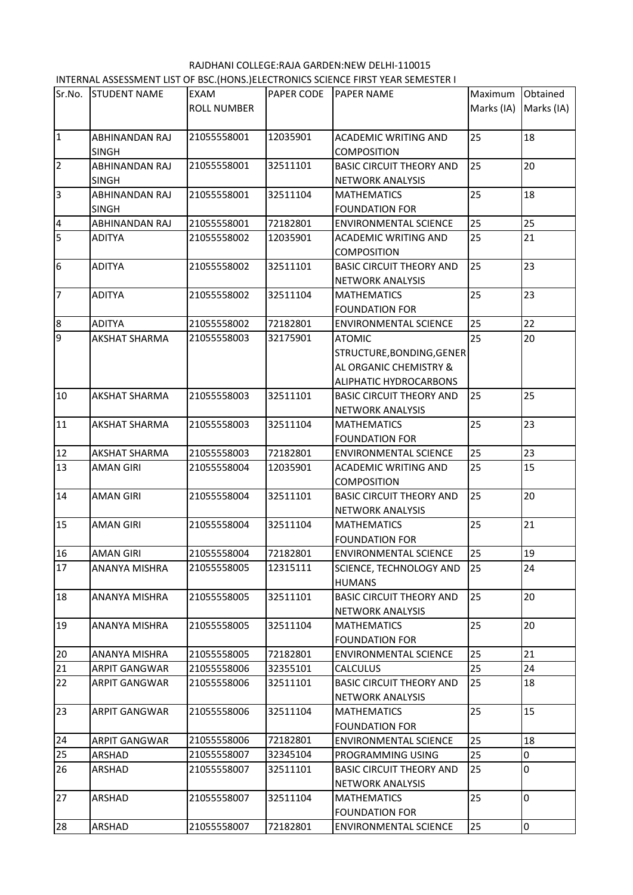RAJDHANI COLLEGE:RAJA GARDEN:NEW DELHI-110015

INTERNAL ASSESSMENT LIST OF BSC.(HONS.)ELECTRONICS SCIENCE FIRST YEAR SEMESTER I

| Sr.No. | STUDENT NAME | EXAM ROLL NUMBER | PAPER CODE | PAPER NAME | Maximum Marks (IA) | Obtained Marks (IA) |
|---|---|---|---|---|---|---|
| 1 | ABHINANDAN RAJ SINGH | 21055558001 | 12035901 | ACADEMIC WRITING AND COMPOSITION | 25 | 18 |
| 2 | ABHINANDAN RAJ SINGH | 21055558001 | 32511101 | BASIC CIRCUIT THEORY AND NETWORK ANALYSIS | 25 | 20 |
| 3 | ABHINANDAN RAJ SINGH | 21055558001 | 32511104 | MATHEMATICS FOUNDATION FOR | 25 | 18 |
| 4 | ABHINANDAN RAJ | 21055558001 | 72182801 | ENVIRONMENTAL SCIENCE | 25 | 25 |
| 5 | ADITYA | 21055558002 | 12035901 | ACADEMIC WRITING AND COMPOSITION | 25 | 21 |
| 6 | ADITYA | 21055558002 | 32511101 | BASIC CIRCUIT THEORY AND NETWORK ANALYSIS | 25 | 23 |
| 7 | ADITYA | 21055558002 | 32511104 | MATHEMATICS FOUNDATION FOR | 25 | 23 |
| 8 | ADITYA | 21055558002 | 72182801 | ENVIRONMENTAL SCIENCE | 25 | 22 |
| 9 | AKSHAT SHARMA | 21055558003 | 32175901 | ATOMIC STRUCTURE,BONDING,GENERAL ORGANIC CHEMISTRY & ALIPHATIC HYDROCARBONS | 25 | 20 |
| 10 | AKSHAT SHARMA | 21055558003 | 32511101 | BASIC CIRCUIT THEORY AND NETWORK ANALYSIS | 25 | 25 |
| 11 | AKSHAT SHARMA | 21055558003 | 32511104 | MATHEMATICS FOUNDATION FOR | 25 | 23 |
| 12 | AKSHAT SHARMA | 21055558003 | 72182801 | ENVIRONMENTAL SCIENCE | 25 | 23 |
| 13 | AMAN GIRI | 21055558004 | 12035901 | ACADEMIC WRITING AND COMPOSITION | 25 | 15 |
| 14 | AMAN GIRI | 21055558004 | 32511101 | BASIC CIRCUIT THEORY AND NETWORK ANALYSIS | 25 | 20 |
| 15 | AMAN GIRI | 21055558004 | 32511104 | MATHEMATICS FOUNDATION FOR | 25 | 21 |
| 16 | AMAN GIRI | 21055558004 | 72182801 | ENVIRONMENTAL SCIENCE | 25 | 19 |
| 17 | ANANYA MISHRA | 21055558005 | 12315111 | SCIENCE, TECHNOLOGY AND HUMANS | 25 | 24 |
| 18 | ANANYA MISHRA | 21055558005 | 32511101 | BASIC CIRCUIT THEORY AND NETWORK ANALYSIS | 25 | 20 |
| 19 | ANANYA MISHRA | 21055558005 | 32511104 | MATHEMATICS FOUNDATION FOR | 25 | 20 |
| 20 | ANANYA MISHRA | 21055558005 | 72182801 | ENVIRONMENTAL SCIENCE | 25 | 21 |
| 21 | ARPIT GANGWAR | 21055558006 | 32355101 | CALCULUS | 25 | 24 |
| 22 | ARPIT GANGWAR | 21055558006 | 32511101 | BASIC CIRCUIT THEORY AND NETWORK ANALYSIS | 25 | 18 |
| 23 | ARPIT GANGWAR | 21055558006 | 32511104 | MATHEMATICS FOUNDATION FOR | 25 | 15 |
| 24 | ARPIT GANGWAR | 21055558006 | 72182801 | ENVIRONMENTAL SCIENCE | 25 | 18 |
| 25 | ARSHAD | 21055558007 | 32345104 | PROGRAMMING USING | 25 | 0 |
| 26 | ARSHAD | 21055558007 | 32511101 | BASIC CIRCUIT THEORY AND NETWORK ANALYSIS | 25 | 0 |
| 27 | ARSHAD | 21055558007 | 32511104 | MATHEMATICS FOUNDATION FOR | 25 | 0 |
| 28 | ARSHAD | 21055558007 | 72182801 | ENVIRONMENTAL SCIENCE | 25 | 0 |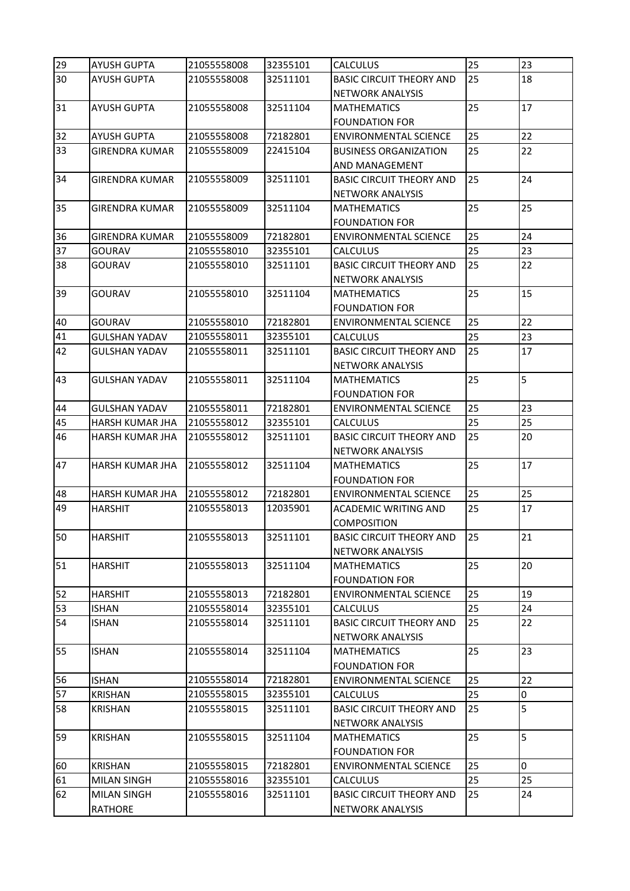| 29 | AYUSH GUPTA | 21055558008 | 32355101 | CALCULUS | 25 | 23 |
|---|---|---|---|---|---|---|
| 30 | AYUSH GUPTA | 21055558008 | 32511101 | BASIC CIRCUIT THEORY AND NETWORK ANALYSIS | 25 | 18 |
| 31 | AYUSH GUPTA | 21055558008 | 32511104 | MATHEMATICS FOUNDATION FOR | 25 | 17 |
| 32 | AYUSH GUPTA | 21055558008 | 72182801 | ENVIRONMENTAL SCIENCE | 25 | 22 |
| 33 | GIRENDRA KUMAR | 21055558009 | 22415104 | BUSINESS ORGANIZATION AND MANAGEMENT | 25 | 22 |
| 34 | GIRENDRA KUMAR | 21055558009 | 32511101 | BASIC CIRCUIT THEORY AND NETWORK ANALYSIS | 25 | 24 |
| 35 | GIRENDRA KUMAR | 21055558009 | 32511104 | MATHEMATICS FOUNDATION FOR | 25 | 25 |
| 36 | GIRENDRA KUMAR | 21055558009 | 72182801 | ENVIRONMENTAL SCIENCE | 25 | 24 |
| 37 | GOURAV | 21055558010 | 32355101 | CALCULUS | 25 | 23 |
| 38 | GOURAV | 21055558010 | 32511101 | BASIC CIRCUIT THEORY AND NETWORK ANALYSIS | 25 | 22 |
| 39 | GOURAV | 21055558010 | 32511104 | MATHEMATICS FOUNDATION FOR | 25 | 15 |
| 40 | GOURAV | 21055558010 | 72182801 | ENVIRONMENTAL SCIENCE | 25 | 22 |
| 41 | GULSHAN YADAV | 21055558011 | 32355101 | CALCULUS | 25 | 23 |
| 42 | GULSHAN YADAV | 21055558011 | 32511101 | BASIC CIRCUIT THEORY AND NETWORK ANALYSIS | 25 | 17 |
| 43 | GULSHAN YADAV | 21055558011 | 32511104 | MATHEMATICS FOUNDATION FOR | 25 | 5 |
| 44 | GULSHAN YADAV | 21055558011 | 72182801 | ENVIRONMENTAL SCIENCE | 25 | 23 |
| 45 | HARSH KUMAR JHA | 21055558012 | 32355101 | CALCULUS | 25 | 25 |
| 46 | HARSH KUMAR JHA | 21055558012 | 32511101 | BASIC CIRCUIT THEORY AND NETWORK ANALYSIS | 25 | 20 |
| 47 | HARSH KUMAR JHA | 21055558012 | 32511104 | MATHEMATICS FOUNDATION FOR | 25 | 17 |
| 48 | HARSH KUMAR JHA | 21055558012 | 72182801 | ENVIRONMENTAL SCIENCE | 25 | 25 |
| 49 | HARSHIT | 21055558013 | 12035901 | ACADEMIC WRITING AND COMPOSITION | 25 | 17 |
| 50 | HARSHIT | 21055558013 | 32511101 | BASIC CIRCUIT THEORY AND NETWORK ANALYSIS | 25 | 21 |
| 51 | HARSHIT | 21055558013 | 32511104 | MATHEMATICS FOUNDATION FOR | 25 | 20 |
| 52 | HARSHIT | 21055558013 | 72182801 | ENVIRONMENTAL SCIENCE | 25 | 19 |
| 53 | ISHAN | 21055558014 | 32355101 | CALCULUS | 25 | 24 |
| 54 | ISHAN | 21055558014 | 32511101 | BASIC CIRCUIT THEORY AND NETWORK ANALYSIS | 25 | 22 |
| 55 | ISHAN | 21055558014 | 32511104 | MATHEMATICS FOUNDATION FOR | 25 | 23 |
| 56 | ISHAN | 21055558014 | 72182801 | ENVIRONMENTAL SCIENCE | 25 | 22 |
| 57 | KRISHAN | 21055558015 | 32355101 | CALCULUS | 25 | 0 |
| 58 | KRISHAN | 21055558015 | 32511101 | BASIC CIRCUIT THEORY AND NETWORK ANALYSIS | 25 | 5 |
| 59 | KRISHAN | 21055558015 | 32511104 | MATHEMATICS FOUNDATION FOR | 25 | 5 |
| 60 | KRISHAN | 21055558015 | 72182801 | ENVIRONMENTAL SCIENCE | 25 | 0 |
| 61 | MILAN SINGH | 21055558016 | 32355101 | CALCULUS | 25 | 25 |
| 62 | MILAN SINGH RATHORE | 21055558016 | 32511101 | BASIC CIRCUIT THEORY AND NETWORK ANALYSIS | 25 | 24 |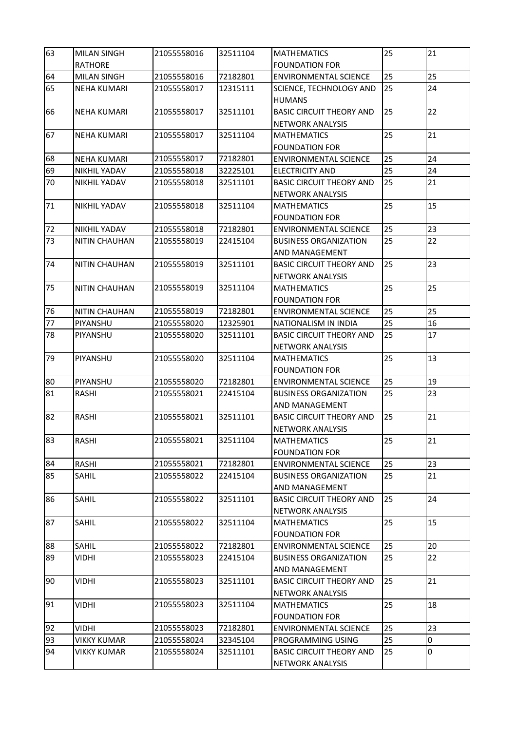| 63 | MILAN SINGH RATHORE | 21055558016 | 32511104 | MATHEMATICS FOUNDATION FOR | 25 | 21 |
|---|---|---|---|---|---|---|
| 64 | MILAN SINGH | 21055558016 | 72182801 | ENVIRONMENTAL SCIENCE | 25 | 25 |
| 65 | NEHA KUMARI | 21055558017 | 12315111 | SCIENCE, TECHNOLOGY AND HUMANS | 25 | 24 |
| 66 | NEHA KUMARI | 21055558017 | 32511101 | BASIC CIRCUIT THEORY AND NETWORK ANALYSIS | 25 | 22 |
| 67 | NEHA KUMARI | 21055558017 | 32511104 | MATHEMATICS FOUNDATION FOR | 25 | 21 |
| 68 | NEHA KUMARI | 21055558017 | 72182801 | ENVIRONMENTAL SCIENCE | 25 | 24 |
| 69 | NIKHIL YADAV | 21055558018 | 32225101 | ELECTRICITY AND | 25 | 24 |
| 70 | NIKHIL YADAV | 21055558018 | 32511101 | BASIC CIRCUIT THEORY AND NETWORK ANALYSIS | 25 | 21 |
| 71 | NIKHIL YADAV | 21055558018 | 32511104 | MATHEMATICS FOUNDATION FOR | 25 | 15 |
| 72 | NIKHIL YADAV | 21055558018 | 72182801 | ENVIRONMENTAL SCIENCE | 25 | 23 |
| 73 | NITIN CHAUHAN | 21055558019 | 22415104 | BUSINESS ORGANIZATION AND MANAGEMENT | 25 | 22 |
| 74 | NITIN CHAUHAN | 21055558019 | 32511101 | BASIC CIRCUIT THEORY AND NETWORK ANALYSIS | 25 | 23 |
| 75 | NITIN CHAUHAN | 21055558019 | 32511104 | MATHEMATICS FOUNDATION FOR | 25 | 25 |
| 76 | NITIN CHAUHAN | 21055558019 | 72182801 | ENVIRONMENTAL SCIENCE | 25 | 25 |
| 77 | PIYANSHU | 21055558020 | 12325901 | NATIONALISM IN INDIA | 25 | 16 |
| 78 | PIYANSHU | 21055558020 | 32511101 | BASIC CIRCUIT THEORY AND NETWORK ANALYSIS | 25 | 17 |
| 79 | PIYANSHU | 21055558020 | 32511104 | MATHEMATICS FOUNDATION FOR | 25 | 13 |
| 80 | PIYANSHU | 21055558020 | 72182801 | ENVIRONMENTAL SCIENCE | 25 | 19 |
| 81 | RASHI | 21055558021 | 22415104 | BUSINESS ORGANIZATION AND MANAGEMENT | 25 | 23 |
| 82 | RASHI | 21055558021 | 32511101 | BASIC CIRCUIT THEORY AND NETWORK ANALYSIS | 25 | 21 |
| 83 | RASHI | 21055558021 | 32511104 | MATHEMATICS FOUNDATION FOR | 25 | 21 |
| 84 | RASHI | 21055558021 | 72182801 | ENVIRONMENTAL SCIENCE | 25 | 23 |
| 85 | SAHIL | 21055558022 | 22415104 | BUSINESS ORGANIZATION AND MANAGEMENT | 25 | 21 |
| 86 | SAHIL | 21055558022 | 32511101 | BASIC CIRCUIT THEORY AND NETWORK ANALYSIS | 25 | 24 |
| 87 | SAHIL | 21055558022 | 32511104 | MATHEMATICS FOUNDATION FOR | 25 | 15 |
| 88 | SAHIL | 21055558022 | 72182801 | ENVIRONMENTAL SCIENCE | 25 | 20 |
| 89 | VIDHI | 21055558023 | 22415104 | BUSINESS ORGANIZATION AND MANAGEMENT | 25 | 22 |
| 90 | VIDHI | 21055558023 | 32511101 | BASIC CIRCUIT THEORY AND NETWORK ANALYSIS | 25 | 21 |
| 91 | VIDHI | 21055558023 | 32511104 | MATHEMATICS FOUNDATION FOR | 25 | 18 |
| 92 | VIDHI | 21055558023 | 72182801 | ENVIRONMENTAL SCIENCE | 25 | 23 |
| 93 | VIKKY KUMAR | 21055558024 | 32345104 | PROGRAMMING USING | 25 | 0 |
| 94 | VIKKY KUMAR | 21055558024 | 32511101 | BASIC CIRCUIT THEORY AND NETWORK ANALYSIS | 25 | 0 |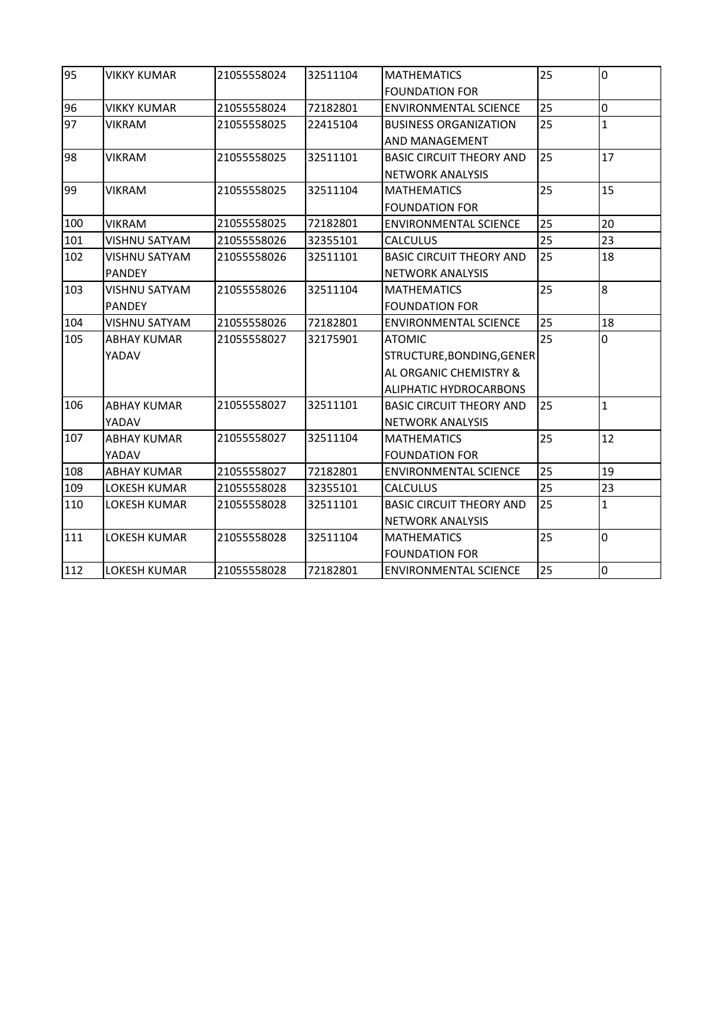| | | | | | | |
|---|---|---|---|---|---|---|
| 95 | VIKKY KUMAR | 21055558024 | 32511104 | MATHEMATICS FOUNDATION FOR | 25 | 0 |
| 96 | VIKKY KUMAR | 21055558024 | 72182801 | ENVIRONMENTAL SCIENCE | 25 | 0 |
| 97 | VIKRAM | 21055558025 | 22415104 | BUSINESS ORGANIZATION AND MANAGEMENT | 25 | 1 |
| 98 | VIKRAM | 21055558025 | 32511101 | BASIC CIRCUIT THEORY AND NETWORK ANALYSIS | 25 | 17 |
| 99 | VIKRAM | 21055558025 | 32511104 | MATHEMATICS FOUNDATION FOR | 25 | 15 |
| 100 | VIKRAM | 21055558025 | 72182801 | ENVIRONMENTAL SCIENCE | 25 | 20 |
| 101 | VISHNU SATYAM | 21055558026 | 32355101 | CALCULUS | 25 | 23 |
| 102 | VISHNU SATYAM PANDEY | 21055558026 | 32511101 | BASIC CIRCUIT THEORY AND NETWORK ANALYSIS | 25 | 18 |
| 103 | VISHNU SATYAM PANDEY | 21055558026 | 32511104 | MATHEMATICS FOUNDATION FOR | 25 | 8 |
| 104 | VISHNU SATYAM | 21055558026 | 72182801 | ENVIRONMENTAL SCIENCE | 25 | 18 |
| 105 | ABHAY KUMAR YADAV | 21055558027 | 32175901 | ATOMIC STRUCTURE,BONDING,GENERAL ORGANIC CHEMISTRY & ALIPHATIC HYDROCARBONS | 25 | 0 |
| 106 | ABHAY KUMAR YADAV | 21055558027 | 32511101 | BASIC CIRCUIT THEORY AND NETWORK ANALYSIS | 25 | 1 |
| 107 | ABHAY KUMAR YADAV | 21055558027 | 32511104 | MATHEMATICS FOUNDATION FOR | 25 | 12 |
| 108 | ABHAY KUMAR | 21055558027 | 72182801 | ENVIRONMENTAL SCIENCE | 25 | 19 |
| 109 | LOKESH KUMAR | 21055558028 | 32355101 | CALCULUS | 25 | 23 |
| 110 | LOKESH KUMAR | 21055558028 | 32511101 | BASIC CIRCUIT THEORY AND NETWORK ANALYSIS | 25 | 1 |
| 111 | LOKESH KUMAR | 21055558028 | 32511104 | MATHEMATICS FOUNDATION FOR | 25 | 0 |
| 112 | LOKESH KUMAR | 21055558028 | 72182801 | ENVIRONMENTAL SCIENCE | 25 | 0 |